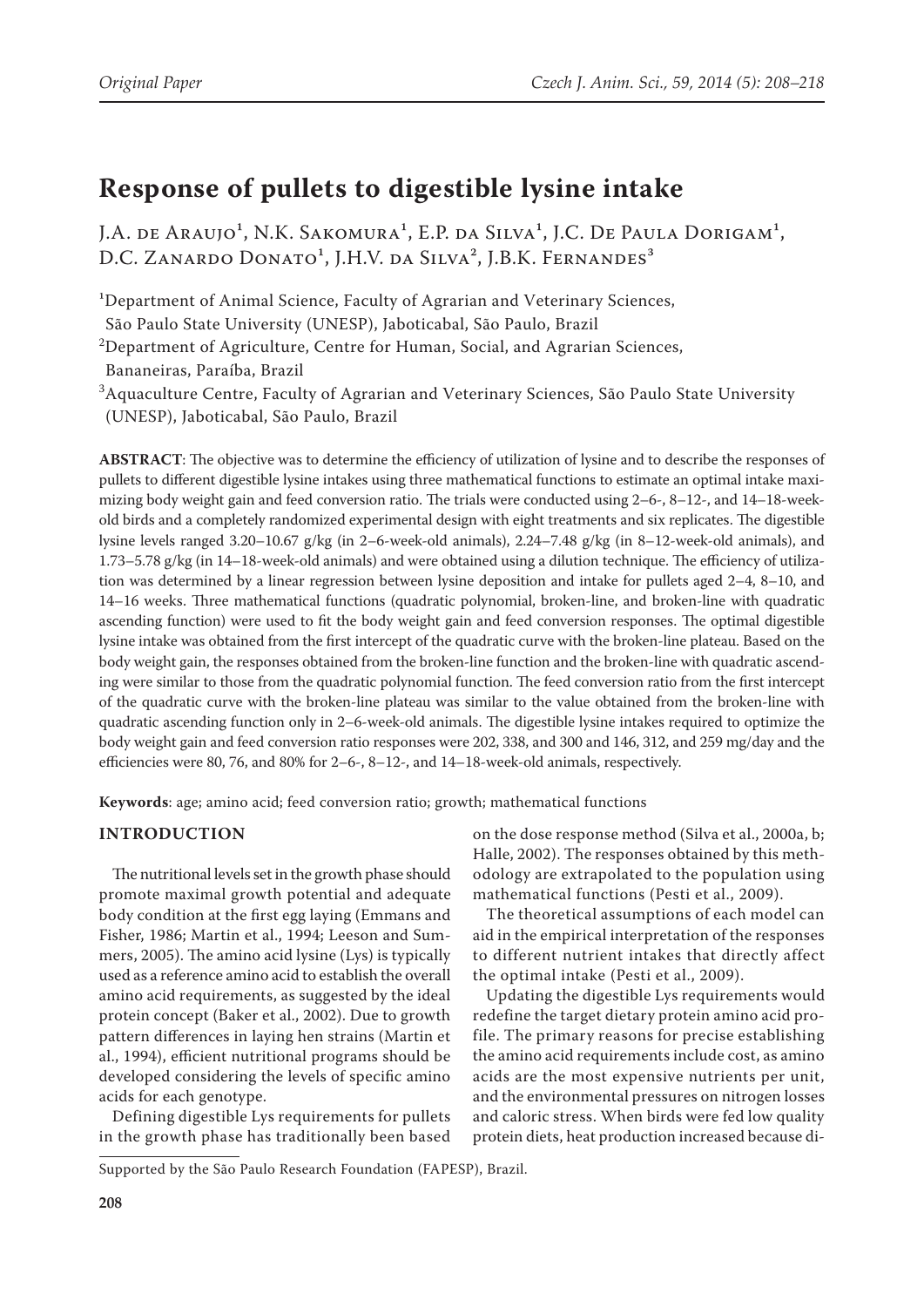Original Paper

# Response of pullets to digestible lysine intake

J.A. de Araujo[1], N.K. Sakomura[1], E.P. da Silva[1], J.C. De Paula Dorigam[1], D.C. Zanardo Donato[1], J.H.V. da Silva[2], J.B.K. Fernandes[3]

[1]Department of Animal Science, Faculty of Agrarian and Veterinary Sciences, São Paulo State University (UNESP), Jaboticabal, São Paulo, Brazil

[2]Department of Agriculture, Centre for Human, Social, and Agrarian Sciences, Bananeiras, Paraíba, Brazil

[3]Aquaculture Centre, Faculty of Agrarian and Veterinary Sciences, São Paulo State University (UNESP), Jaboticabal, São Paulo, Brazil

**ABSTRACT**: The objective was to determine the efficiency of utilization of lysine and to describe the responses of pullets to different digestible lysine intakes using three mathematical functions to estimate an optimal intake maximizing body weight gain and feed conversion ratio. The trials were conducted using 2–6-, 8–12-, and 14–18-week-old birds and a completely randomized experimental design with eight treatments and six replicates. The digestible lysine levels ranged 3.20–10.67 g/kg (in 2–6-week-old animals), 2.24–7.48 g/kg (in 8–12-week-old animals), and 1.73–5.78 g/kg (in 14–18-week-old animals) and were obtained using a dilution technique. The efficiency of utilization was determined by a linear regression between lysine deposition and intake for pullets aged 2–4, 8–10, and 14–16 weeks. Three mathematical functions (quadratic polynomial, broken-line, and broken-line with quadratic ascending function) were used to fit the body weight gain and feed conversion responses. The optimal digestible lysine intake was obtained from the first intercept of the quadratic curve with the broken-line plateau. Based on the body weight gain, the responses obtained from the broken-line function and the broken-line with quadratic ascending were similar to those from the quadratic polynomial function. The feed conversion ratio from the first intercept of the quadratic curve with the broken-line plateau was similar to the value obtained from the broken-line with quadratic ascending function only in 2–6-week-old animals. The digestible lysine intakes required to optimize the body weight gain and feed conversion ratio responses were 202, 338, and 300 and 146, 312, and 259 mg/day and the efficiencies were 80, 76, and 80% for 2–6-, 8–12-, and 14–18-week-old animals, respectively.

**Keywords**: age; amino acid; feed conversion ratio; growth; mathematical functions

## INTRODUCTION

The nutritional levels set in the growth phase should promote maximal growth potential and adequate body condition at the first egg laying (Emmans and Fisher, 1986; Martin et al., 1994; Leeson and Summers, 2005). The amino acid lysine (Lys) is typically used as a reference amino acid to establish the overall amino acid requirements, as suggested by the ideal protein concept (Baker et al., 2002). Due to growth pattern differences in laying hen strains (Martin et al., 1994), efficient nutritional programs should be developed considering the levels of specific amino acids for each genotype.

Defining digestible Lys requirements for pullets in the growth phase has traditionally been based on the dose response method (Silva et al., 2000a, b; Halle, 2002). The responses obtained by this methodology are extrapolated to the population using mathematical functions (Pesti et al., 2009).

The theoretical assumptions of each model can aid in the empirical interpretation of the responses to different nutrient intakes that directly affect the optimal intake (Pesti et al., 2009).

Updating the digestible Lys requirements would redefine the target dietary protein amino acid profile. The primary reasons for precise establishing the amino acid requirements include cost, as amino acids are the most expensive nutrients per unit, and the environmental pressures on nitrogen losses and caloric stress. When birds were fed low quality protein diets, heat production increased because di-

Supported by the São Paulo Research Foundation (FAPESP), Brazil.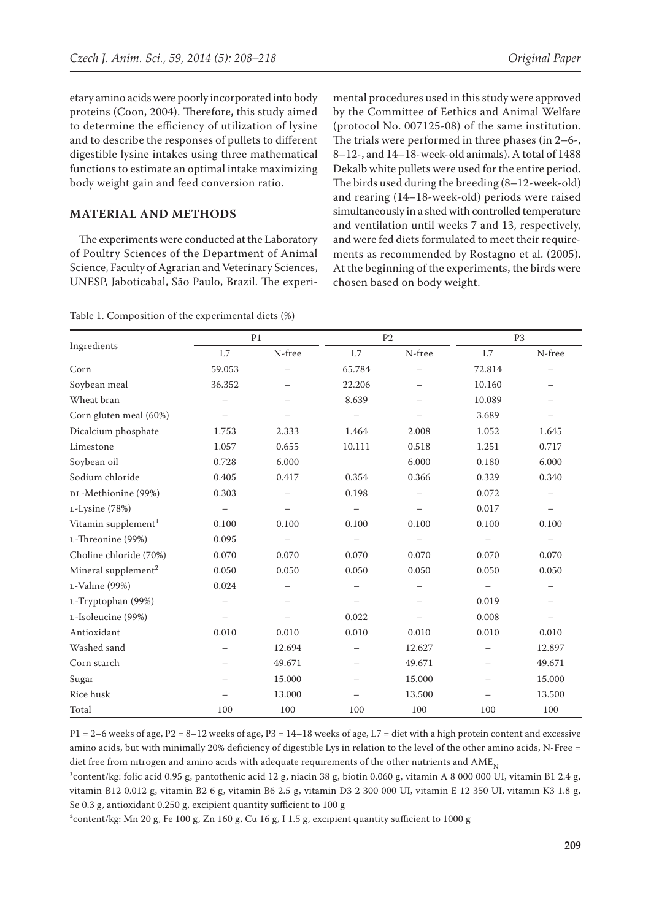etary amino acids were poorly incorporated into body proteins (Coon, 2004). Therefore, this study aimed to determine the efficiency of utilization of lysine and to describe the responses of pullets to different digestible lysine intakes using three mathematical functions to estimate an optimal intake maximizing body weight gain and feed conversion ratio.

## MATERIAL AND METHODS

The experiments were conducted at the Laboratory of Poultry Sciences of the Department of Animal Science, Faculty of Agrarian and Veterinary Sciences, UNESP, Jaboticabal, São Paulo, Brazil. The experimental procedures used in this study were approved by the Committee of Eethics and Animal Welfare (protocol No. 007125-08) of the same institution. The trials were performed in three phases (in 2–6-, 8–12-, and 14–18-week-old animals). A total of 1488 Dekalb white pullets were used for the entire period. The birds used during the breeding (8–12-week-old) and rearing (14–18-week-old) periods were raised simultaneously in a shed with controlled temperature and ventilation until weeks 7 and 13, respectively, and were fed diets formulated to meet their requirements as recommended by Rostagno et al. (2005). At the beginning of the experiments, the birds were chosen based on body weight.

Table 1. Composition of the experimental diets (%)

| Ingredients | P1 | | P2 | | P3 | |
|---|---|---|---|---|---|---|
| | L7 | N-free | L7 | N-free | L7 | N-free |
| Corn | 59.053 | – | 65.784 | – | 72.814 | – |
| Soybean meal | 36.352 | – | 22.206 | – | 10.160 | – |
| Wheat bran | – | – | 8.639 | – | 10.089 | – |
| Corn gluten meal (60%) | – | – | – | – | 3.689 | – |
| Dicalcium phosphate | 1.753 | 2.333 | 1.464 | 2.008 | 1.052 | 1.645 |
| Limestone | 1.057 | 0.655 | 10.111 | 0.518 | 1.251 | 0.717 |
| Soybean oil | 0.728 | 6.000 | | 6.000 | 0.180 | 6.000 |
| Sodium chloride | 0.405 | 0.417 | 0.354 | 0.366 | 0.329 | 0.340 |
| DL-Methionine (99%) | 0.303 | – | 0.198 | – | 0.072 | – |
| L-Lysine (78%) | – | – | – | – | 0.017 | – |
| Vitamin supplement[1] | 0.100 | 0.100 | 0.100 | 0.100 | 0.100 | 0.100 |
| L-Threonine (99%) | 0.095 | – | – | – | – | – |
| Choline chloride (70%) | 0.070 | 0.070 | 0.070 | 0.070 | 0.070 | 0.070 |
| Mineral supplement[2] | 0.050 | 0.050 | 0.050 | 0.050 | 0.050 | 0.050 |
| L-Valine (99%) | 0.024 | – | – | – | – | – |
| L-Tryptophan (99%) | – | – | – | – | 0.019 | – |
| L-Isoleucine (99%) | – | – | 0.022 | – | 0.008 | – |
| Antioxidant | 0.010 | 0.010 | 0.010 | 0.010 | 0.010 | 0.010 |
| Washed sand | – | 12.694 | – | 12.627 | – | 12.897 |
| Corn starch | – | 49.671 | – | 49.671 | – | 49.671 |
| Sugar | – | 15.000 | – | 15.000 | – | 15.000 |
| Rice husk | – | 13.000 | – | 13.500 | – | 13.500 |
| Total | 100 | 100 | 100 | 100 | 100 | 100 |

P1 = 2–6 weeks of age, P2 = 8–12 weeks of age, P3 = 14–18 weeks of age, L7 = diet with a high protein content and excessive amino acids, but with minimally 20% deficiency of digestible Lys in relation to the level of the other amino acids, N-Free = diet free from nitrogen and amino acids with adequate requirements of the other nutrients and $AME_N$

[1]content/kg: folic acid 0.95 g, pantothenic acid 12 g, niacin 38 g, biotin 0.060 g, vitamin A 8 000 000 UI, vitamin B1 2.4 g, vitamin B12 0.012 g, vitamin B2 6 g, vitamin B6 2.5 g, vitamin D3 2 300 000 UI, vitamin E 12 350 UI, vitamin K3 1.8 g, Se 0.3 g, antioxidant 0.250 g, excipient quantity sufficient to 100 g

[2]content/kg: Mn 20 g, Fe 100 g, Zn 160 g, Cu 16 g, I 1.5 g, excipient quantity sufficient to 1000 g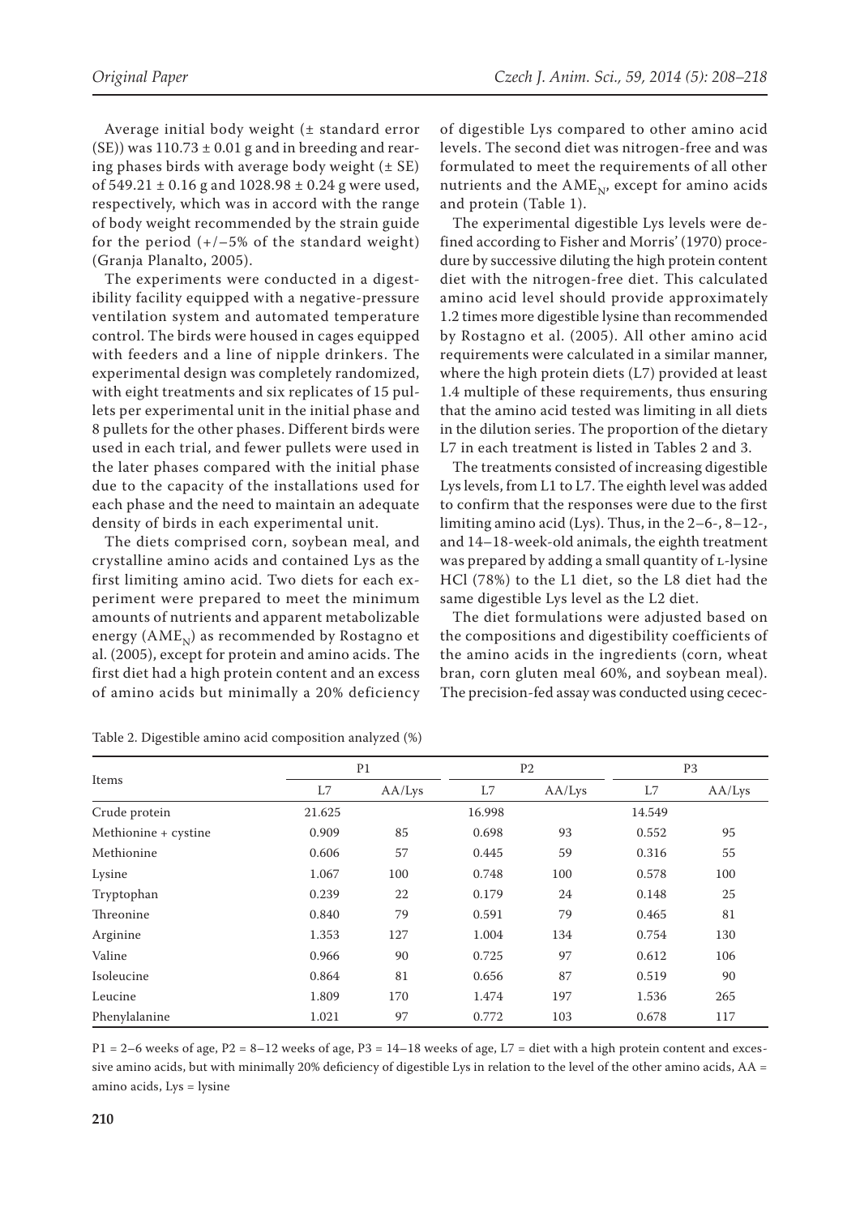Average initial body weight (± standard error (SE)) was 110.73 ± 0.01 g and in breeding and rearing phases birds with average body weight (± SE) of 549.21 ± 0.16 g and 1028.98 ± 0.24 g were used, respectively, which was in accord with the range of body weight recommended by the strain guide for the period (+/−5% of the standard weight) (Granja Planalto, 2005).

The experiments were conducted in a digestibility facility equipped with a negative-pressure ventilation system and automated temperature control. The birds were housed in cages equipped with feeders and a line of nipple drinkers. The experimental design was completely randomized, with eight treatments and six replicates of 15 pullets per experimental unit in the initial phase and 8 pullets for the other phases. Different birds were used in each trial, and fewer pullets were used in the later phases compared with the initial phase due to the capacity of the installations used for each phase and the need to maintain an adequate density of birds in each experimental unit.

The diets comprised corn, soybean meal, and crystalline amino acids and contained Lys as the first limiting amino acid. Two diets for each experiment were prepared to meet the minimum amounts of nutrients and apparent metabolizable energy ($AME_N$) as recommended by Rostagno et al. (2005), except for protein and amino acids. The first diet had a high protein content and an excess of amino acids but minimally a 20% deficiency of digestible Lys compared to other amino acid levels. The second diet was nitrogen-free and was formulated to meet the requirements of all other nutrients and the $AME_N$, except for amino acids and protein (Table 1).

The experimental digestible Lys levels were defined according to Fisher and Morris' (1970) procedure by successive diluting the high protein content diet with the nitrogen-free diet. This calculated amino acid level should provide approximately 1.2 times more digestible lysine than recommended by Rostagno et al. (2005). All other amino acid requirements were calculated in a similar manner, where the high protein diets (L7) provided at least 1.4 multiple of these requirements, thus ensuring that the amino acid tested was limiting in all diets in the dilution series. The proportion of the dietary L7 in each treatment is listed in Tables 2 and 3.

The treatments consisted of increasing digestible Lys levels, from L1 to L7. The eighth level was added to confirm that the responses were due to the first limiting amino acid (Lys). Thus, in the 2–6-, 8–12-, and 14–18-week-old animals, the eighth treatment was prepared by adding a small quantity of L-lysine HCl (78%) to the L1 diet, so the L8 diet had the same digestible Lys level as the L2 diet.

The diet formulations were adjusted based on the compositions and digestibility coefficients of the amino acids in the ingredients (corn, wheat bran, corn gluten meal 60%, and soybean meal). The precision-fed assay was conducted using cecec-

Table 2. Digestible amino acid composition analyzed (%)

| Items | P1 | | P2 | | P3 | |
|---|---|---|---|---|---|---|
| | L7 | AA/Lys | L7 | AA/Lys | L7 | AA/Lys |
| Crude protein | 21.625 | | 16.998 | | 14.549 | |
| Methionine + cystine | 0.909 | 85 | 0.698 | 93 | 0.552 | 95 |
| Methionine | 0.606 | 57 | 0.445 | 59 | 0.316 | 55 |
| Lysine | 1.067 | 100 | 0.748 | 100 | 0.578 | 100 |
| Tryptophan | 0.239 | 22 | 0.179 | 24 | 0.148 | 25 |
| Threonine | 0.840 | 79 | 0.591 | 79 | 0.465 | 81 |
| Arginine | 1.353 | 127 | 1.004 | 134 | 0.754 | 130 |
| Valine | 0.966 | 90 | 0.725 | 97 | 0.612 | 106 |
| Isoleucine | 0.864 | 81 | 0.656 | 87 | 0.519 | 90 |
| Leucine | 1.809 | 170 | 1.474 | 197 | 1.536 | 265 |
| Phenylalanine | 1.021 | 97 | 0.772 | 103 | 0.678 | 117 |

P1 = 2–6 weeks of age, P2 = 8–12 weeks of age, P3 = 14–18 weeks of age, L7 = diet with a high protein content and excessive amino acids, but with minimally 20% deficiency of digestible Lys in relation to the level of the other amino acids, AA = amino acids, Lys = lysine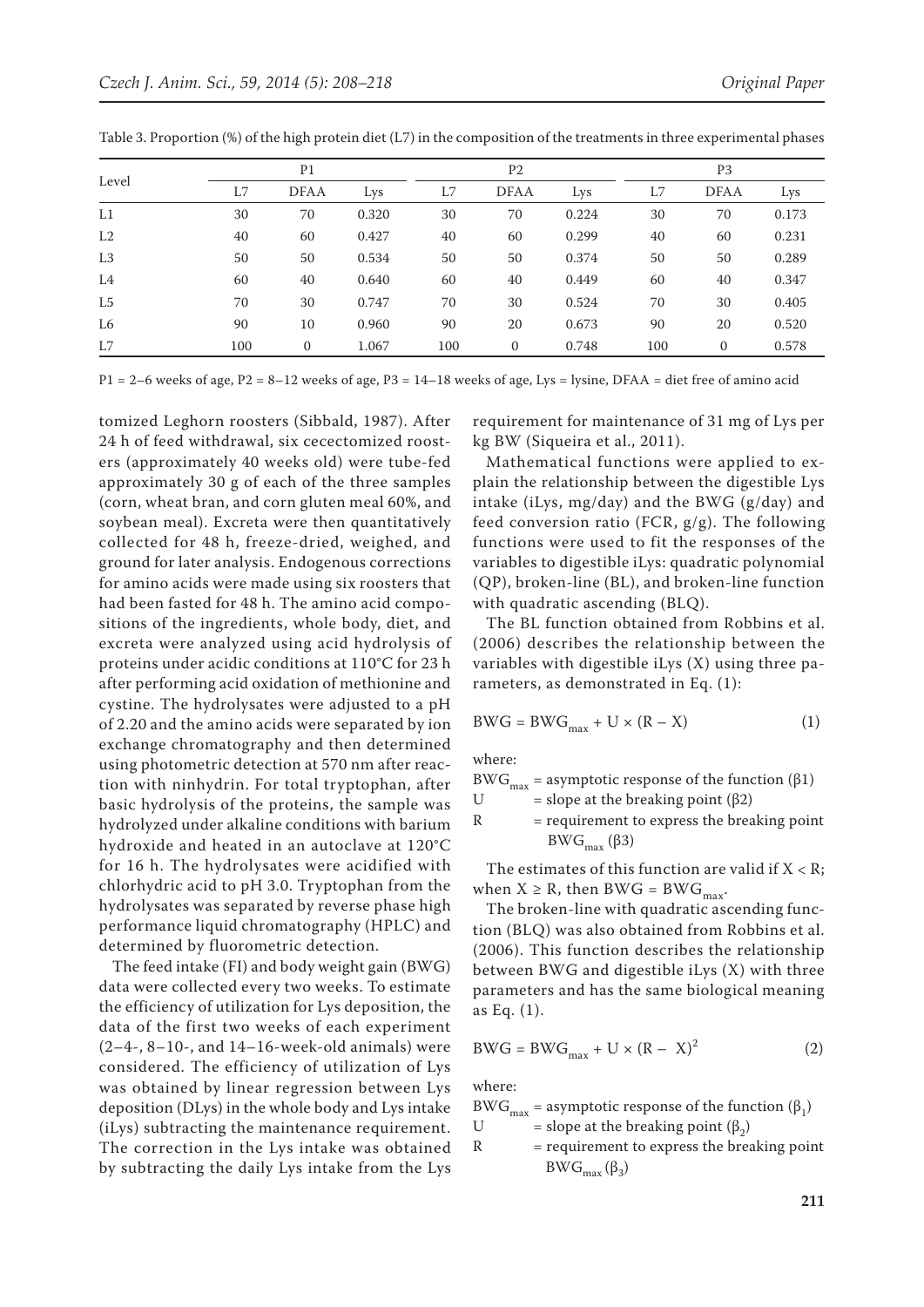Table 3. Proportion (%) of the high protein diet (L7) in the composition of the treatments in three experimental phases

| Level | P1 | | | P2 | | | P3 | | |
|---|---|---|---|---|---|---|---|---|---|
| | L7 | DFAA | Lys | L7 | DFAA | Lys | L7 | DFAA | Lys |
| L1 | 30 | 70 | 0.320 | 30 | 70 | 0.224 | 30 | 70 | 0.173 |
| L2 | 40 | 60 | 0.427 | 40 | 60 | 0.299 | 40 | 60 | 0.231 |
| L3 | 50 | 50 | 0.534 | 50 | 50 | 0.374 | 50 | 50 | 0.289 |
| L4 | 60 | 40 | 0.640 | 60 | 40 | 0.449 | 60 | 40 | 0.347 |
| L5 | 70 | 30 | 0.747 | 70 | 30 | 0.524 | 70 | 30 | 0.405 |
| L6 | 90 | 10 | 0.960 | 90 | 20 | 0.673 | 90 | 20 | 0.520 |
| L7 | 100 | 0 | 1.067 | 100 | 0 | 0.748 | 100 | 0 | 0.578 |

P1 = 2–6 weeks of age, P2 = 8–12 weeks of age, P3 = 14–18 weeks of age, Lys = lysine, DFAA = diet free of amino acid

tomized Leghorn roosters (Sibbald, 1987). After 24 h of feed withdrawal, six cecectomized roosters (approximately 40 weeks old) were tube-fed approximately 30 g of each of the three samples (corn, wheat bran, and corn gluten meal 60%, and soybean meal). Excreta were then quantitatively collected for 48 h, freeze-dried, weighed, and ground for later analysis. Endogenous corrections for amino acids were made using six roosters that had been fasted for 48 h. The amino acid compositions of the ingredients, whole body, diet, and excreta were analyzed using acid hydrolysis of proteins under acidic conditions at 110°C for 23 h after performing acid oxidation of methionine and cystine. The hydrolysates were adjusted to a pH of 2.20 and the amino acids were separated by ion exchange chromatography and then determined using photometric detection at 570 nm after reaction with ninhydrin. For total tryptophan, after basic hydrolysis of the proteins, the sample was hydrolyzed under alkaline conditions with barium hydroxide and heated in an autoclave at 120°C for 16 h. The hydrolysates were acidified with chlorhydric acid to pH 3.0. Tryptophan from the hydrolysates was separated by reverse phase high performance liquid chromatography (HPLC) and determined by fluorometric detection.

The feed intake (FI) and body weight gain (BWG) data were collected every two weeks. To estimate the efficiency of utilization for Lys deposition, the data of the first two weeks of each experiment (2–4-, 8–10-, and 14–16-week-old animals) were considered. The efficiency of utilization of Lys was obtained by linear regression between Lys deposition (DLys) in the whole body and Lys intake (iLys) subtracting the maintenance requirement. The correction in the Lys intake was obtained by subtracting the daily Lys intake from the Lys requirement for maintenance of 31 mg of Lys per kg BW (Siqueira et al., 2011).

Mathematical functions were applied to explain the relationship between the digestible Lys intake (iLys, mg/day) and the BWG (g/day) and feed conversion ratio (FCR, g/g). The following functions were used to fit the responses of the variables to digestible iLys: quadratic polynomial (QP), broken-line (BL), and broken-line function with quadratic ascending (BLQ).

The BL function obtained from Robbins et al. (2006) describes the relationship between the variables with digestible iLys (X) using three parameters, as demonstrated in Eq. (1):

$$BWG = BWG_{max} + U \times (R - X) \tag{1}$$

where:

$BWG_{max}$ = asymptotic response of the function (β1)
U = slope at the breaking point (β2)
R = requirement to express the breaking point $BWG_{max}$ (β3)

The estimates of this function are valid if $X < R$; when $X \geq R$, then $BWG = BWG_{max}$.

The broken-line with quadratic ascending function (BLQ) was also obtained from Robbins et al. (2006). This function describes the relationship between BWG and digestible iLys (X) with three parameters and has the same biological meaning as Eq. (1).

$$BWG = BWG_{max} + U \times (R - X)^2 \tag{2}$$

where:

$BWG_{max}$ = asymptotic response of the function ($\beta_1$)
U = slope at the breaking point ($\beta_2$)
R = requirement to express the breaking point $BWG_{max}$ ($\beta_3$)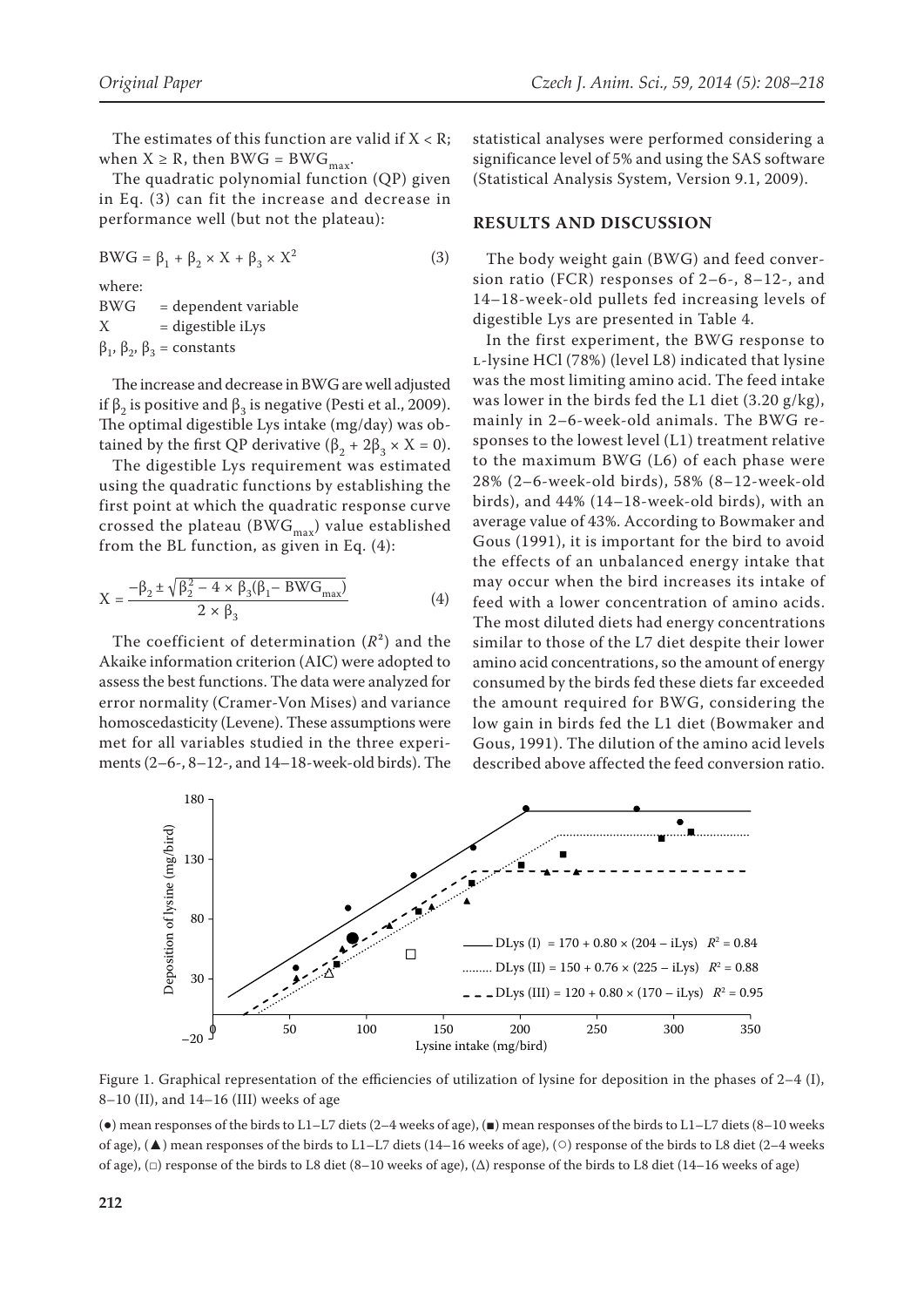The estimates of this function are valid if $X < R$; when $X \geq R$, then $BWG = BWG_{max}$.

The quadratic polynomial function (QP) given in Eq. (3) can fit the increase and decrease in performance well (but not the plateau):

$$BWG = \beta_1 + \beta_2 \times X + \beta_3 \times X^2 \quad (3)$$

where:

BWG = dependent variable
X = digestible iLys
$\beta_1, \beta_2, \beta_3$ = constants

The increase and decrease in BWG are well adjusted if $\beta_2$ is positive and $\beta_3$ is negative (Pesti et al., 2009). The optimal digestible Lys intake (mg/day) was obtained by the first QP derivative ($\beta_2 + 2\beta_3 \times X = 0$).

The digestible Lys requirement was estimated using the quadratic functions by establishing the first point at which the quadratic response curve crossed the plateau ($BWG_{max}$) value established from the BL function, as given in Eq. (4):

$$X = \frac{-\beta_2 \pm \sqrt{\beta_2^2 - 4 \times \beta_3(\beta_1 - BWG_{max})}}{2 \times \beta_3} \quad (4)$$

The coefficient of determination ($R^2$) and the Akaike information criterion (AIC) were adopted to assess the best functions. The data were analyzed for error normality (Cramer-Von Mises) and variance homoscedasticity (Levene). These assumptions were met for all variables studied in the three experiments (2–6-, 8–12-, and 14–18-week-old birds). The statistical analyses were performed considering a significance level of 5% and using the SAS software (Statistical Analysis System, Version 9.1, 2009).

## RESULTS AND DISCUSSION

The body weight gain (BWG) and feed conversion ratio (FCR) responses of 2–6-, 8–12-, and 14–18-week-old pullets fed increasing levels of digestible Lys are presented in Table 4.

In the first experiment, the BWG response to L-lysine HCl (78%) (level L8) indicated that lysine was the most limiting amino acid. The feed intake was lower in the birds fed the L1 diet (3.20 g/kg), mainly in 2–6-week-old animals. The BWG responses to the lowest level (L1) treatment relative to the maximum BWG (L6) of each phase were 28% (2–6-week-old birds), 58% (8–12-week-old birds), and 44% (14–18-week-old birds), with an average value of 43%. According to Bowmaker and Gous (1991), it is important for the bird to avoid the effects of an unbalanced energy intake that may occur when the bird increases its intake of feed with a lower concentration of amino acids. The most diluted diets had energy concentrations similar to those of the L7 diet despite their lower amino acid concentrations, so the amount of energy consumed by the birds fed these diets far exceeded the amount required for BWG, considering the low gain in birds fed the L1 diet (Bowmaker and Gous, 1991). The dilution of the amino acid levels described above affected the feed conversion ratio.

Figure 1. Graphical representation of the efficiencies of utilization of lysine for deposition in the phases of 2–4 (I), 8–10 (II), and 14–16 (III) weeks of age

(●) mean responses of the birds to L1–L7 diets (2–4 weeks of age), (■) mean responses of the birds to L1–L7 diets (8–10 weeks of age), (▲) mean responses of the birds to L1–L7 diets (14–16 weeks of age), (○) response of the birds to L8 diet (2–4 weeks of age), (□) response of the birds to L8 diet (8–10 weeks of age), (∆) response of the birds to L8 diet (14–16 weeks of age)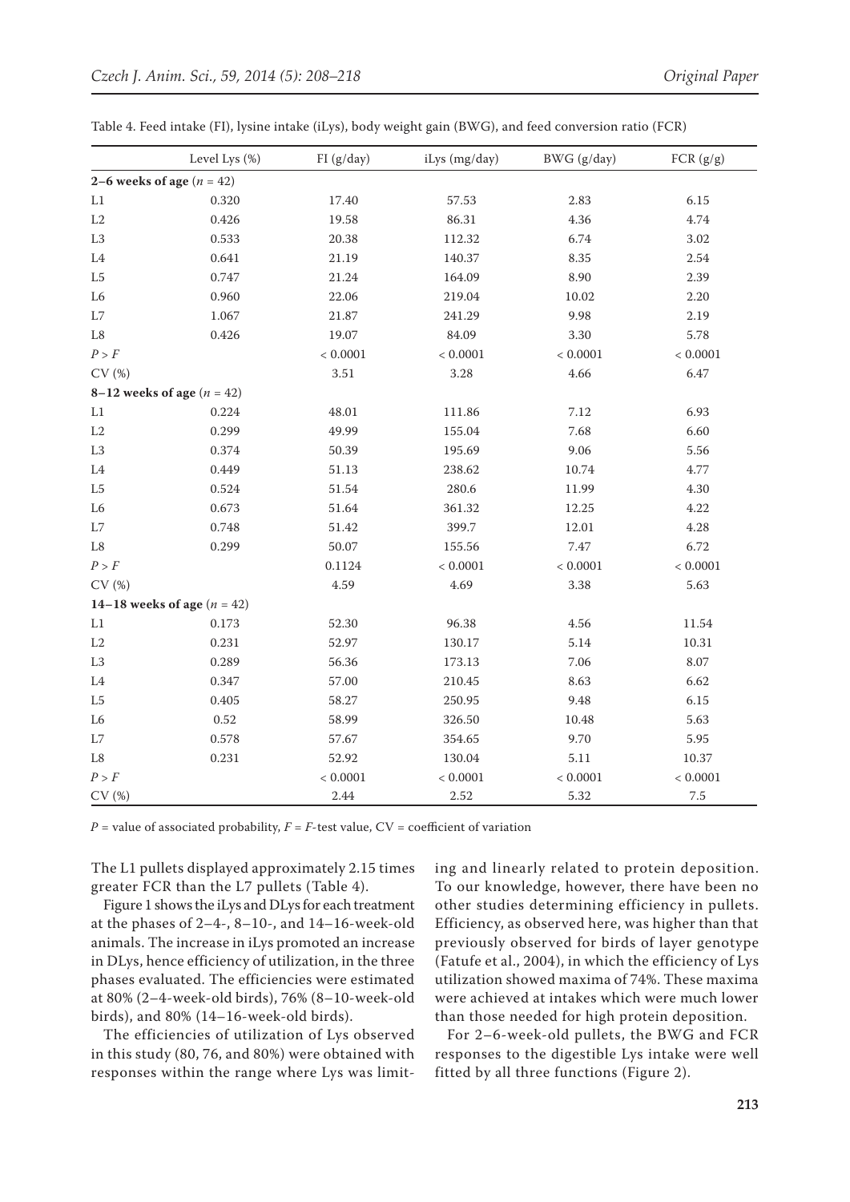Table 4. Feed intake (FI), lysine intake (iLys), body weight gain (BWG), and feed conversion ratio (FCR)

| | Level Lys (%) | FI (g/day) | iLys (mg/day) | BWG (g/day) | FCR (g/g) |
|---|---|---|---|---|---|
| **2–6 weeks of age** ($n$ = 42) | | | | | |
| L1 | 0.320 | 17.40 | 57.53 | 2.83 | 6.15 |
| L2 | 0.426 | 19.58 | 86.31 | 4.36 | 4.74 |
| L3 | 0.533 | 20.38 | 112.32 | 6.74 | 3.02 |
| L4 | 0.641 | 21.19 | 140.37 | 8.35 | 2.54 |
| L5 | 0.747 | 21.24 | 164.09 | 8.90 | 2.39 |
| L6 | 0.960 | 22.06 | 219.04 | 10.02 | 2.20 |
| L7 | 1.067 | 21.87 | 241.29 | 9.98 | 2.19 |
| L8 | 0.426 | 19.07 | 84.09 | 3.30 | 5.78 |
| $P > F$ | | < 0.0001 | < 0.0001 | < 0.0001 | < 0.0001 |
| CV (%) | | 3.51 | 3.28 | 4.66 | 6.47 |
| **8–12 weeks of age** ($n$ = 42) | | | | | |
| L1 | 0.224 | 48.01 | 111.86 | 7.12 | 6.93 |
| L2 | 0.299 | 49.99 | 155.04 | 7.68 | 6.60 |
| L3 | 0.374 | 50.39 | 195.69 | 9.06 | 5.56 |
| L4 | 0.449 | 51.13 | 238.62 | 10.74 | 4.77 |
| L5 | 0.524 | 51.54 | 280.6 | 11.99 | 4.30 |
| L6 | 0.673 | 51.64 | 361.32 | 12.25 | 4.22 |
| L7 | 0.748 | 51.42 | 399.7 | 12.01 | 4.28 |
| L8 | 0.299 | 50.07 | 155.56 | 7.47 | 6.72 |
| $P > F$ | | 0.1124 | < 0.0001 | < 0.0001 | < 0.0001 |
| CV (%) | | 4.59 | 4.69 | 3.38 | 5.63 |
| **14–18 weeks of age** ($n$ = 42) | | | | | |
| L1 | 0.173 | 52.30 | 96.38 | 4.56 | 11.54 |
| L2 | 0.231 | 52.97 | 130.17 | 5.14 | 10.31 |
| L3 | 0.289 | 56.36 | 173.13 | 7.06 | 8.07 |
| L4 | 0.347 | 57.00 | 210.45 | 8.63 | 6.62 |
| L5 | 0.405 | 58.27 | 250.95 | 9.48 | 6.15 |
| L6 | 0.52 | 58.99 | 326.50 | 10.48 | 5.63 |
| L7 | 0.578 | 57.67 | 354.65 | 9.70 | 5.95 |
| L8 | 0.231 | 52.92 | 130.04 | 5.11 | 10.37 |
| $P > F$ | | < 0.0001 | < 0.0001 | < 0.0001 | < 0.0001 |
| CV (%) | | 2.44 | 2.52 | 5.32 | 7.5 |

$P$ = value of associated probability, $F$ = $F$-test value, CV = coefficient of variation

The L1 pullets displayed approximately 2.15 times greater FCR than the L7 pullets (Table 4).

Figure 1 shows the iLys and DLys for each treatment at the phases of 2–4-, 8–10-, and 14–16-week-old animals. The increase in iLys promoted an increase in DLys, hence efficiency of utilization, in the three phases evaluated. The efficiencies were estimated at 80% (2–4-week-old birds), 76% (8–10-week-old birds), and 80% (14–16-week-old birds).

The efficiencies of utilization of Lys observed in this study (80, 76, and 80%) were obtained with responses within the range where Lys was limiting and linearly related to protein deposition. To our knowledge, however, there have been no other studies determining efficiency in pullets. Efficiency, as observed here, was higher than that previously observed for birds of layer genotype (Fatufe et al., 2004), in which the efficiency of Lys utilization showed maxima of 74%. These maxima were achieved at intakes which were much lower than those needed for high protein deposition.

For 2–6-week-old pullets, the BWG and FCR responses to the digestible Lys intake were well fitted by all three functions (Figure 2).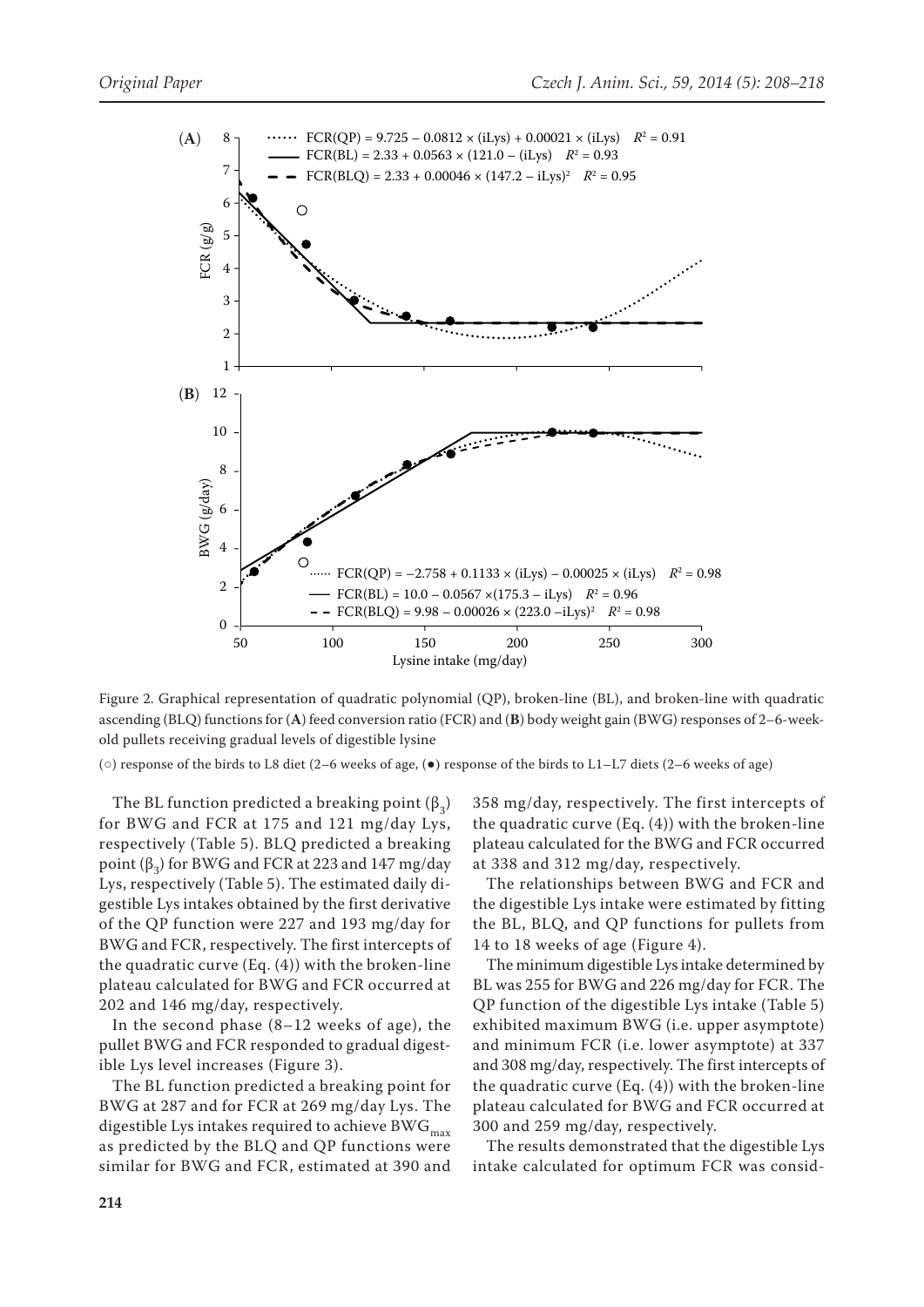Figure 2. Graphical representation of quadratic polynomial (QP), broken-line (BL), and broken-line with quadratic ascending (BLQ) functions for (**A**) feed conversion ratio (FCR) and (**B**) body weight gain (BWG) responses of 2–6-week-old pullets receiving gradual levels of digestible lysine

(○) response of the birds to L8 diet (2–6 weeks of age, (●) response of the birds to L1–L7 diets (2–6 weeks of age)

The BL function predicted a breaking point ($\beta_3$) for BWG and FCR at 175 and 121 mg/day Lys, respectively (Table 5). BLQ predicted a breaking point ($\beta_3$) for BWG and FCR at 223 and 147 mg/day Lys, respectively (Table 5). The estimated daily digestible Lys intakes obtained by the first derivative of the QP function were 227 and 193 mg/day for BWG and FCR, respectively. The first intercepts of the quadratic curve (Eq. (4)) with the broken-line plateau calculated for BWG and FCR occurred at 202 and 146 mg/day, respectively.

In the second phase (8–12 weeks of age), the pullet BWG and FCR responded to gradual digestible Lys level increases (Figure 3).

The BL function predicted a breaking point for BWG at 287 and for FCR at 269 mg/day Lys. The digestible Lys intakes required to achieve $BWG_{max}$ as predicted by the BLQ and QP functions were similar for BWG and FCR, estimated at 390 and 358 mg/day, respectively. The first intercepts of the quadratic curve (Eq. (4)) with the broken-line plateau calculated for the BWG and FCR occurred at 338 and 312 mg/day, respectively.

The relationships between BWG and FCR and the digestible Lys intake were estimated by fitting the BL, BLQ, and QP functions for pullets from 14 to 18 weeks of age (Figure 4).

The minimum digestible Lys intake determined by BL was 255 for BWG and 226 mg/day for FCR. The QP function of the digestible Lys intake (Table 5) exhibited maximum BWG (i.e. upper asymptote) and minimum FCR (i.e. lower asymptote) at 337 and 308 mg/day, respectively. The first intercepts of the quadratic curve (Eq. (4)) with the broken-line plateau calculated for BWG and FCR occurred at 300 and 259 mg/day, respectively.

The results demonstrated that the digestible Lys intake calculated for optimum FCR was consid-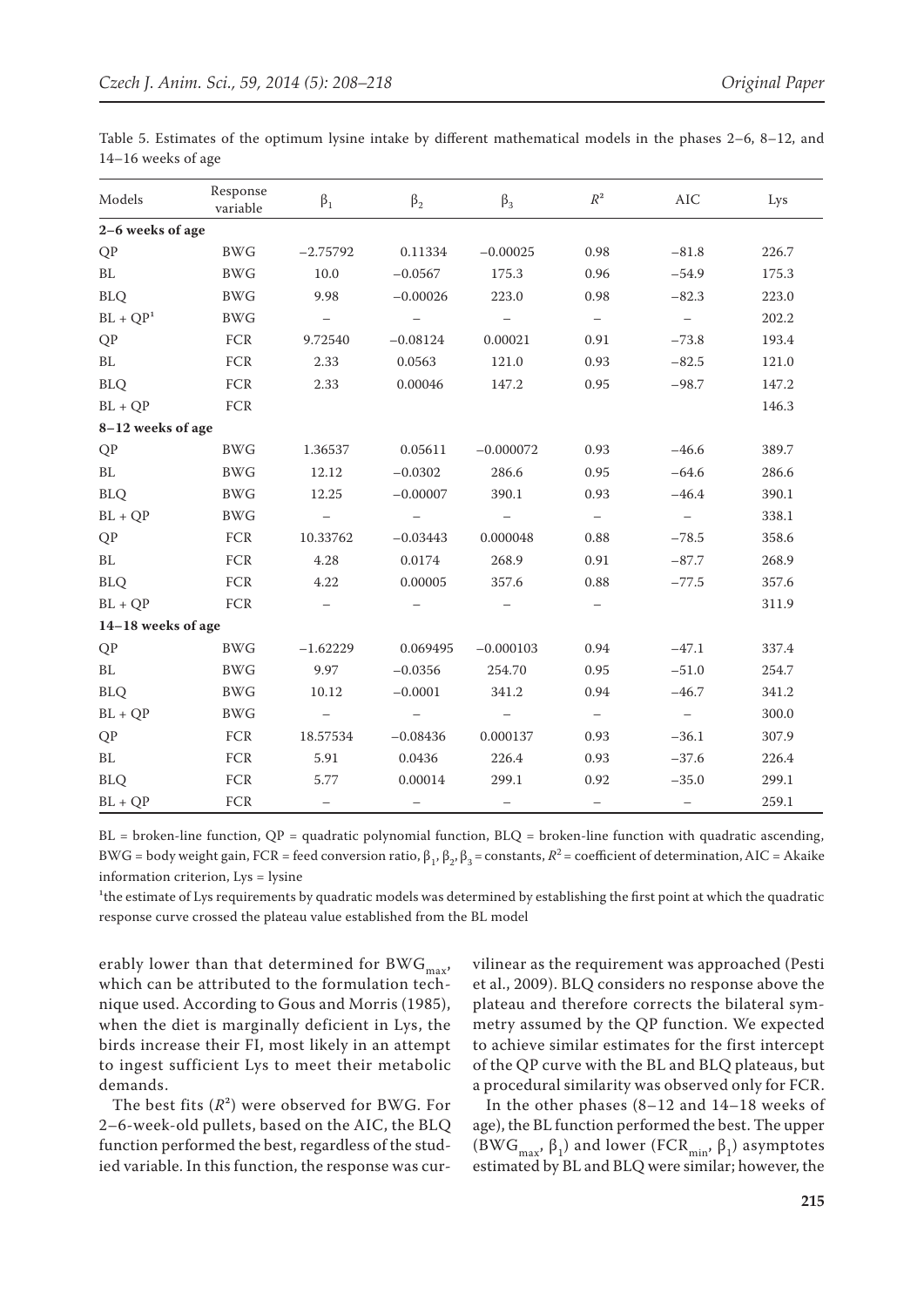Table 5. Estimates of the optimum lysine intake by different mathematical models in the phases 2–6, 8–12, and 14–16 weeks of age

| Models | Response variable | $\beta_1$ | $\beta_2$ | $\beta_3$ | $R^2$ | AIC | Lys |
|---|---|---|---|---|---|---|---|
| **2–6 weeks of age** | | | | | | | |
| QP | BWG | −2.75792 | 0.11334 | −0.00025 | 0.98 | −81.8 | 226.7 |
| BL | BWG | 10.0 | −0.0567 | 175.3 | 0.96 | −54.9 | 175.3 |
| BLQ | BWG | 9.98 | −0.00026 | 223.0 | 0.98 | −82.3 | 223.0 |
| BL + QP[1] | BWG | – | – | – | – | – | 202.2 |
| QP | FCR | 9.72540 | −0.08124 | 0.00021 | 0.91 | −73.8 | 193.4 |
| BL | FCR | 2.33 | 0.0563 | 121.0 | 0.93 | −82.5 | 121.0 |
| BLQ | FCR | 2.33 | 0.00046 | 147.2 | 0.95 | −98.7 | 147.2 |
| BL + QP | FCR | | | | | | 146.3 |
| **8–12 weeks of age** | | | | | | | |
| QP | BWG | 1.36537 | 0.05611 | −0.000072 | 0.93 | −46.6 | 389.7 |
| BL | BWG | 12.12 | −0.0302 | 286.6 | 0.95 | −64.6 | 286.6 |
| BLQ | BWG | 12.25 | −0.00007 | 390.1 | 0.93 | −46.4 | 390.1 |
| BL + QP | BWG | – | – | – | – | – | 338.1 |
| QP | FCR | 10.33762 | −0.03443 | 0.000048 | 0.88 | −78.5 | 358.6 |
| BL | FCR | 4.28 | 0.0174 | 268.9 | 0.91 | −87.7 | 268.9 |
| BLQ | FCR | 4.22 | 0.00005 | 357.6 | 0.88 | −77.5 | 357.6 |
| BL + QP | FCR | – | – | – | – | | 311.9 |
| **14–18 weeks of age** | | | | | | | |
| QP | BWG | −1.62229 | 0.069495 | −0.000103 | 0.94 | −47.1 | 337.4 |
| BL | BWG | 9.97 | −0.0356 | 254.70 | 0.95 | −51.0 | 254.7 |
| BLQ | BWG | 10.12 | −0.0001 | 341.2 | 0.94 | −46.7 | 341.2 |
| BL + QP | BWG | – | – | – | – | – | 300.0 |
| QP | FCR | 18.57534 | −0.08436 | 0.000137 | 0.93 | −36.1 | 307.9 |
| BL | FCR | 5.91 | 0.0436 | 226.4 | 0.93 | −37.6 | 226.4 |
| BLQ | FCR | 5.77 | 0.00014 | 299.1 | 0.92 | −35.0 | 299.1 |
| BL + QP | FCR | – | – | – | – | – | 259.1 |

BL = broken-line function, QP = quadratic polynomial function, BLQ = broken-line function with quadratic ascending, BWG = body weight gain, FCR = feed conversion ratio, $\beta_1$, $\beta_2$, $\beta_3$ = constants, $R^2$ = coefficient of determination, AIC = Akaike information criterion, Lys = lysine

[1]the estimate of Lys requirements by quadratic models was determined by establishing the first point at which the quadratic response curve crossed the plateau value established from the BL model

erably lower than that determined for $BWG_{max}$, which can be attributed to the formulation technique used. According to Gous and Morris (1985), when the diet is marginally deficient in Lys, the birds increase their FI, most likely in an attempt to ingest sufficient Lys to meet their metabolic demands.

The best fits ($R^2$) were observed for BWG. For 2–6-week-old pullets, based on the AIC, the BLQ function performed the best, regardless of the studied variable. In this function, the response was curvilinear as the requirement was approached (Pesti et al., 2009). BLQ considers no response above the plateau and therefore corrects the bilateral symmetry assumed by the QP function. We expected to achieve similar estimates for the first intercept of the QP curve with the BL and BLQ plateaus, but a procedural similarity was observed only for FCR.

In the other phases (8–12 and 14–18 weeks of age), the BL function performed the best. The upper ($BWG_{max}$, $\beta_1$) and lower ($FCR_{min}$, $\beta_1$) asymptotes estimated by BL and BLQ were similar; however, the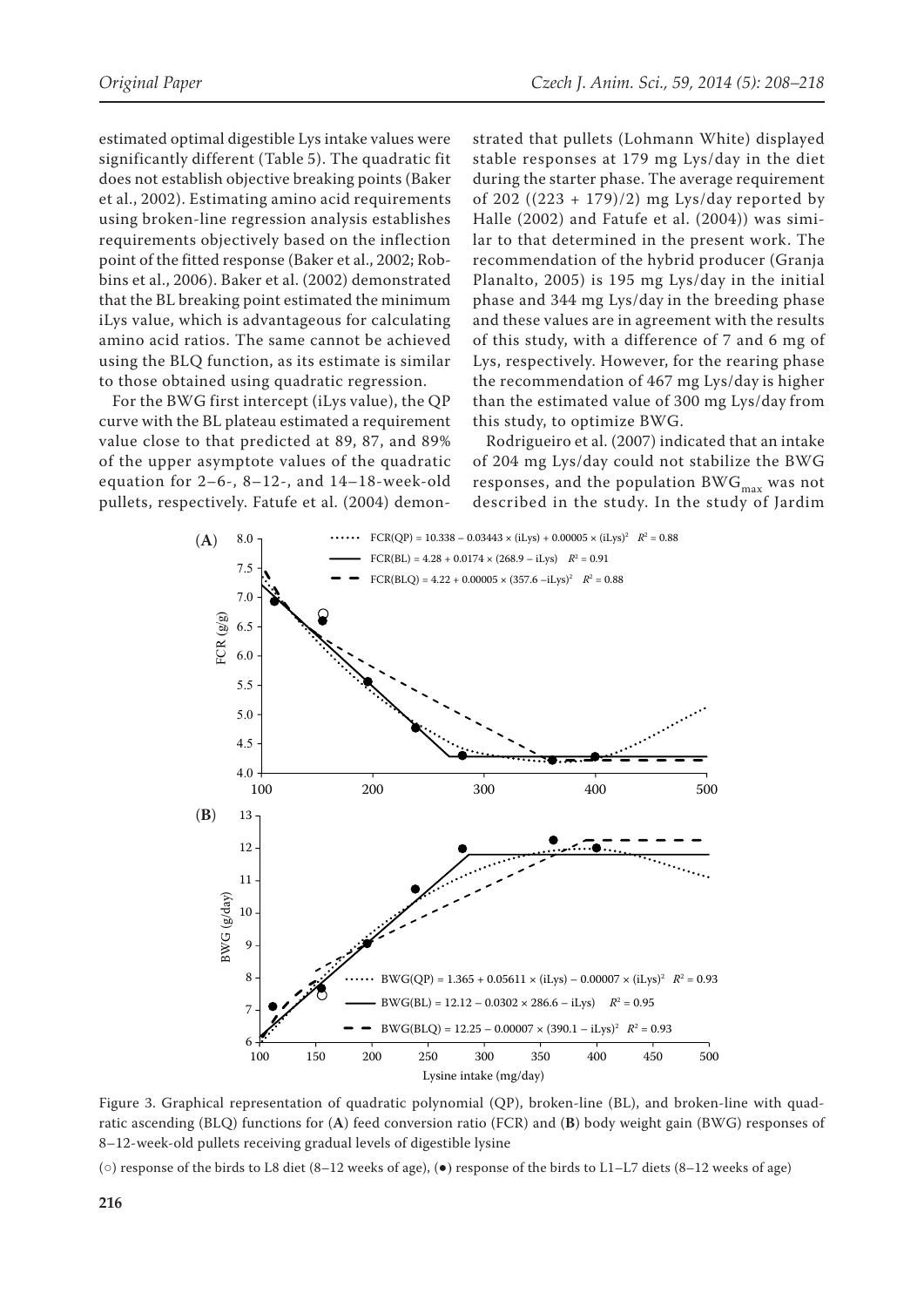estimated optimal digestible Lys intake values were significantly different (Table 5). The quadratic fit does not establish objective breaking points (Baker et al., 2002). Estimating amino acid requirements using broken-line regression analysis establishes requirements objectively based on the inflection point of the fitted response (Baker et al., 2002; Robbins et al., 2006). Baker et al. (2002) demonstrated that the BL breaking point estimated the minimum iLys value, which is advantageous for calculating amino acid ratios. The same cannot be achieved using the BLQ function, as its estimate is similar to those obtained using quadratic regression.

For the BWG first intercept (iLys value), the QP curve with the BL plateau estimated a requirement value close to that predicted at 89, 87, and 89% of the upper asymptote values of the quadratic equation for 2–6-, 8–12-, and 14–18-week-old pullets, respectively. Fatufe et al. (2004) demonstrated that pullets (Lohmann White) displayed stable responses at 179 mg Lys/day in the diet during the starter phase. The average requirement of 202 ((223 + 179)/2) mg Lys/day reported by Halle (2002) and Fatufe et al. (2004)) was similar to that determined in the present work. The recommendation of the hybrid producer (Granja Planalto, 2005) is 195 mg Lys/day in the initial phase and 344 mg Lys/day in the breeding phase and these values are in agreement with the results of this study, with a difference of 7 and 6 mg of Lys, respectively. However, for the rearing phase the recommendation of 467 mg Lys/day is higher than the estimated value of 300 mg Lys/day from this study, to optimize BWG.

Rodrigueiro et al. (2007) indicated that an intake of 204 mg Lys/day could not stabilize the BWG responses, and the population $BWG_{max}$ was not described in the study. In the study of Jardim

Figure 3. Graphical representation of quadratic polynomial (QP), broken-line (BL), and broken-line with quadratic ascending (BLQ) functions for (**A**) feed conversion ratio (FCR) and (**B**) body weight gain (BWG) responses of 8–12-week-old pullets receiving gradual levels of digestible lysine

(○) response of the birds to L8 diet (8–12 weeks of age), (●) response of the birds to L1–L7 diets (8–12 weeks of age)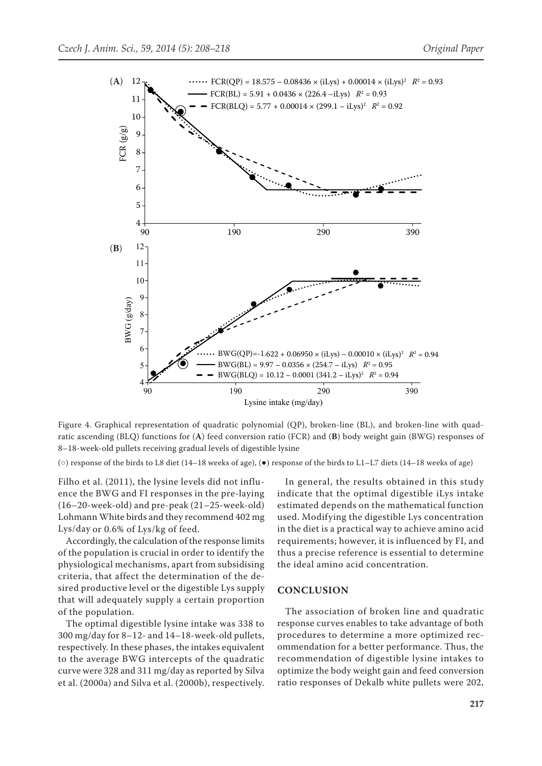Figure 4. Graphical representation of quadratic polynomial (QP), broken-line (BL), and broken-line with quadratic ascending (BLQ) functions for (**A**) feed conversion ratio (FCR) and (**B**) body weight gain (BWG) responses of 8–18-week-old pullets receiving gradual levels of digestible lysine

(○) response of the birds to L8 diet (14–18 weeks of age), (●) response of the birds to L1–L7 diets (14–18 weeks of age)

Filho et al. (2011), the lysine levels did not influence the BWG and FI responses in the pre-laying (16–20-week-old) and pre-peak (21–25-week-old) Lohmann White birds and they recommend 402 mg Lys/day or 0.6% of Lys/kg of feed.

Accordingly, the calculation of the response limits of the population is crucial in order to identify the physiological mechanisms, apart from subsidising criteria, that affect the determination of the desired productive level or the digestible Lys supply that will adequately supply a certain proportion of the population.

The optimal digestible lysine intake was 338 to 300 mg/day for 8–12- and 14–18-week-old pullets, respectively. In these phases, the intakes equivalent to the average BWG intercepts of the quadratic curve were 328 and 311 mg/day as reported by Silva et al. (2000a) and Silva et al. (2000b), respectively.

In general, the results obtained in this study indicate that the optimal digestible iLys intake estimated depends on the mathematical function used. Modifying the digestible Lys concentration in the diet is a practical way to achieve amino acid requirements; however, it is influenced by FI, and thus a precise reference is essential to determine the ideal amino acid concentration.

## CONCLUSION

The association of broken line and quadratic response curves enables to take advantage of both procedures to determine a more optimized recommendation for a better performance. Thus, the recommendation of digestible lysine intakes to optimize the body weight gain and feed conversion ratio responses of Dekalb white pullets were 202,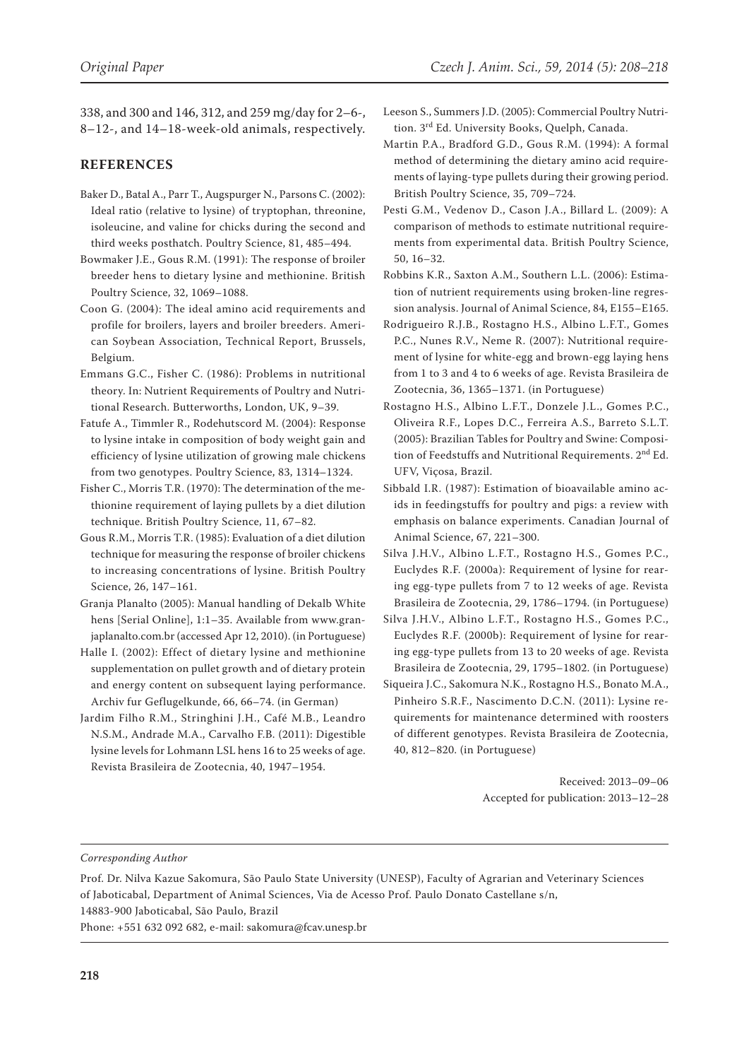338, and 300 and 146, 312, and 259 mg/day for 2–6-, 8–12-, and 14–18-week-old animals, respectively.

## REFERENCES

Baker D., Batal A., Parr T., Augspurger N., Parsons C. (2002): Ideal ratio (relative to lysine) of tryptophan, threonine, isoleucine, and valine for chicks during the second and third weeks posthatch. Poultry Science, 81, 485–494.

Bowmaker J.E., Gous R.M. (1991): The response of broiler breeder hens to dietary lysine and methionine. British Poultry Science, 32, 1069–1088.

Coon G. (2004): The ideal amino acid requirements and profile for broilers, layers and broiler breeders. American Soybean Association, Technical Report, Brussels, Belgium.

Emmans G.C., Fisher C. (1986): Problems in nutritional theory. In: Nutrient Requirements of Poultry and Nutritional Research. Butterworths, London, UK, 9–39.

Fatufe A., Timmler R., Rodehutscord M. (2004): Response to lysine intake in composition of body weight gain and efficiency of lysine utilization of growing male chickens from two genotypes. Poultry Science, 83, 1314–1324.

Fisher C., Morris T.R. (1970): The determination of the methionine requirement of laying pullets by a diet dilution technique. British Poultry Science, 11, 67–82.

Gous R.M., Morris T.R. (1985): Evaluation of a diet dilution technique for measuring the response of broiler chickens to increasing concentrations of lysine. British Poultry Science, 26, 147–161.

Granja Planalto (2005): Manual handling of Dekalb White hens [Serial Online], 1:1–35. Available from www.granjaplanalto.com.br (accessed Apr 12, 2010). (in Portuguese)

Halle I. (2002): Effect of dietary lysine and methionine supplementation on pullet growth and of dietary protein and energy content on subsequent laying performance. Archiv fur Geflugelkunde, 66, 66–74. (in German)

Jardim Filho R.M., Stringhini J.H., Café M.B., Leandro N.S.M., Andrade M.A., Carvalho F.B. (2011): Digestible lysine levels for Lohmann LSL hens 16 to 25 weeks of age. Revista Brasileira de Zootecnia, 40, 1947–1954.

Leeson S., Summers J.D. (2005): Commercial Poultry Nutrition. 3rd Ed. University Books, Quelph, Canada.

Martin P.A., Bradford G.D., Gous R.M. (1994): A formal method of determining the dietary amino acid requirements of laying-type pullets during their growing period. British Poultry Science, 35, 709–724.

Pesti G.M., Vedenov D., Cason J.A., Billard L. (2009): A comparison of methods to estimate nutritional requirements from experimental data. British Poultry Science, 50, 16–32.

Robbins K.R., Saxton A.M., Southern L.L. (2006): Estimation of nutrient requirements using broken-line regression analysis. Journal of Animal Science, 84, E155–E165.

Rodrigueiro R.J.B., Rostagno H.S., Albino L.F.T., Gomes P.C., Nunes R.V., Neme R. (2007): Nutritional requirement of lysine for white-egg and brown-egg laying hens from 1 to 3 and 4 to 6 weeks of age. Revista Brasileira de Zootecnia, 36, 1365–1371. (in Portuguese)

Rostagno H.S., Albino L.F.T., Donzele J.L., Gomes P.C., Oliveira R.F., Lopes D.C., Ferreira A.S., Barreto S.L.T. (2005): Brazilian Tables for Poultry and Swine: Composition of Feedstuffs and Nutritional Requirements. 2nd Ed. UFV, Viçosa, Brazil.

Sibbald I.R. (1987): Estimation of bioavailable amino acids in feedingstuffs for poultry and pigs: a review with emphasis on balance experiments. Canadian Journal of Animal Science, 67, 221–300.

Silva J.H.V., Albino L.F.T., Rostagno H.S., Gomes P.C., Euclydes R.F. (2000a): Requirement of lysine for rearing egg-type pullets from 7 to 12 weeks of age. Revista Brasileira de Zootecnia, 29, 1786–1794. (in Portuguese)

Silva J.H.V., Albino L.F.T., Rostagno H.S., Gomes P.C., Euclydes R.F. (2000b): Requirement of lysine for rearing egg-type pullets from 13 to 20 weeks of age. Revista Brasileira de Zootecnia, 29, 1795–1802. (in Portuguese)

Siqueira J.C., Sakomura N.K., Rostagno H.S., Bonato M.A., Pinheiro S.R.F., Nascimento D.C.N. (2011): Lysine requirements for maintenance determined with roosters of different genotypes. Revista Brasileira de Zootecnia, 40, 812–820. (in Portuguese)

Received: 2013–09–06
Accepted for publication: 2013–12–28

*Corresponding Author*

Prof. Dr. Nilva Kazue Sakomura, São Paulo State University (UNESP), Faculty of Agrarian and Veterinary Sciences of Jaboticabal, Department of Animal Sciences, Via de Acesso Prof. Paulo Donato Castellane s/n, 14883-900 Jaboticabal, São Paulo, Brazil
Phone: +551 632 092 682, e-mail: sakomura@fcav.unesp.br